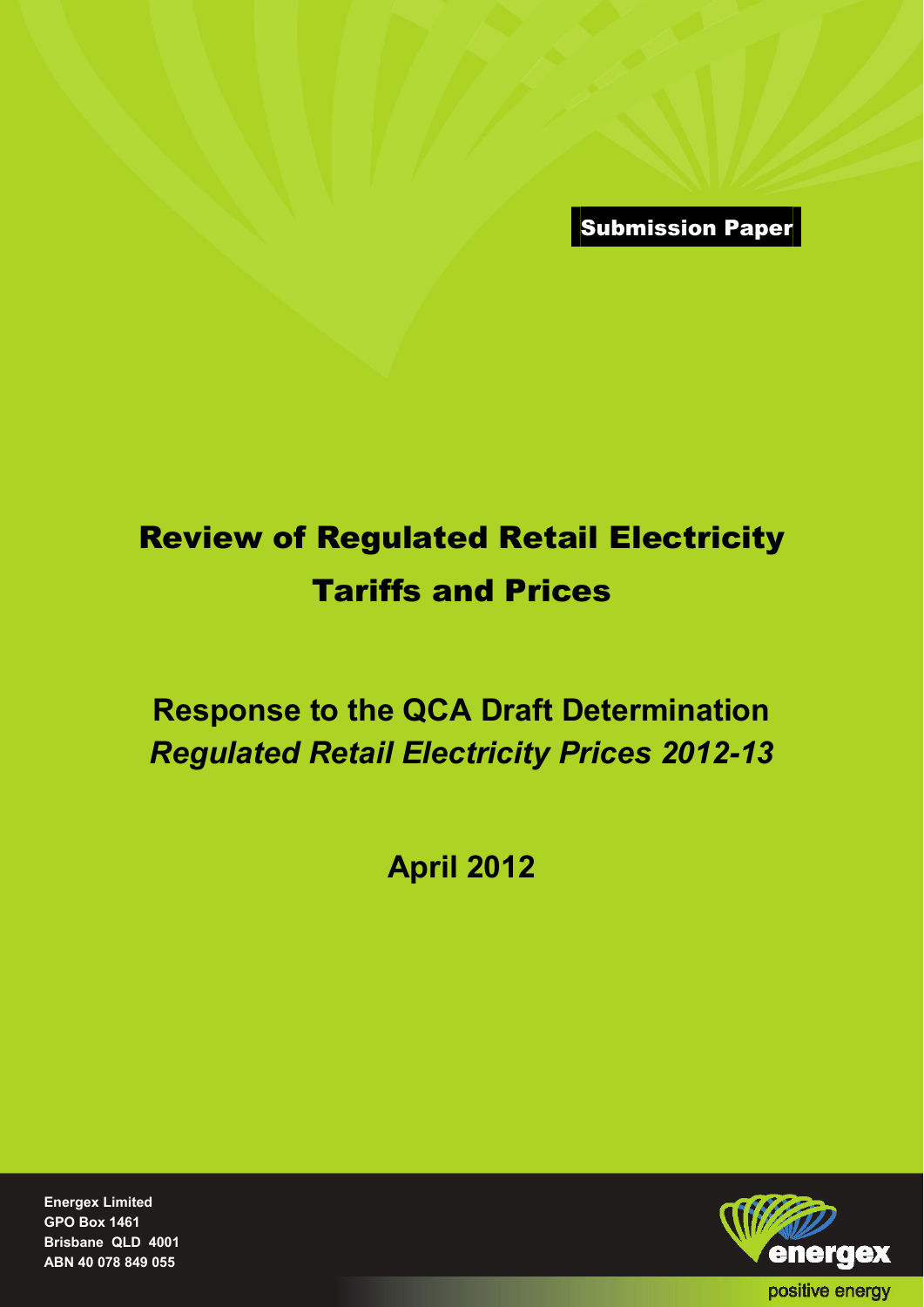Submission Paper

# Review of Regulated Retail Electricity Tariffs and Prices

## Response to the QCA Draft Determination
## *Regulated Retail Electricity Prices 2012-13*

**April 2012**

**Energex Limited**
**GPO Box 1461**
**Brisbane QLD 4001**
**ABN 40 078 849 055**

energex

positive energy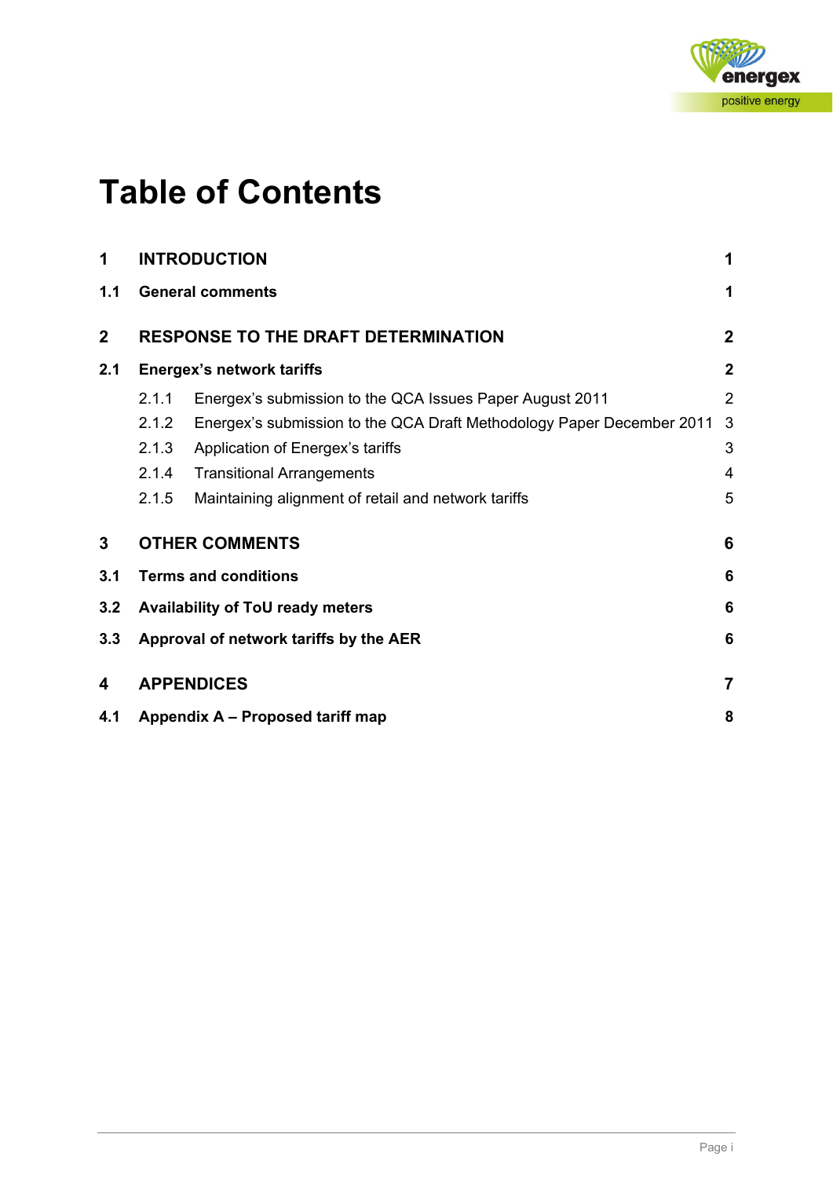# Table of Contents

| | | |
|---|---|---|
| **1** | **INTRODUCTION** | **1** |
| **1.1** | **General comments** | **1** |
| **2** | **RESPONSE TO THE DRAFT DETERMINATION** | **2** |
| **2.1** | **Energex's network tariffs** | **2** |
| 2.1.1 | Energex's submission to the QCA Issues Paper August 2011 | 2 |
| 2.1.2 | Energex's submission to the QCA Draft Methodology Paper December 2011 | 3 |
| 2.1.3 | Application of Energex's tariffs | 3 |
| 2.1.4 | Transitional Arrangements | 4 |
| 2.1.5 | Maintaining alignment of retail and network tariffs | 5 |
| **3** | **OTHER COMMENTS** | **6** |
| **3.1** | **Terms and conditions** | **6** |
| **3.2** | **Availability of ToU ready meters** | **6** |
| **3.3** | **Approval of network tariffs by the AER** | **6** |
| **4** | **APPENDICES** | **7** |
| **4.1** | **Appendix A – Proposed tariff map** | **8** |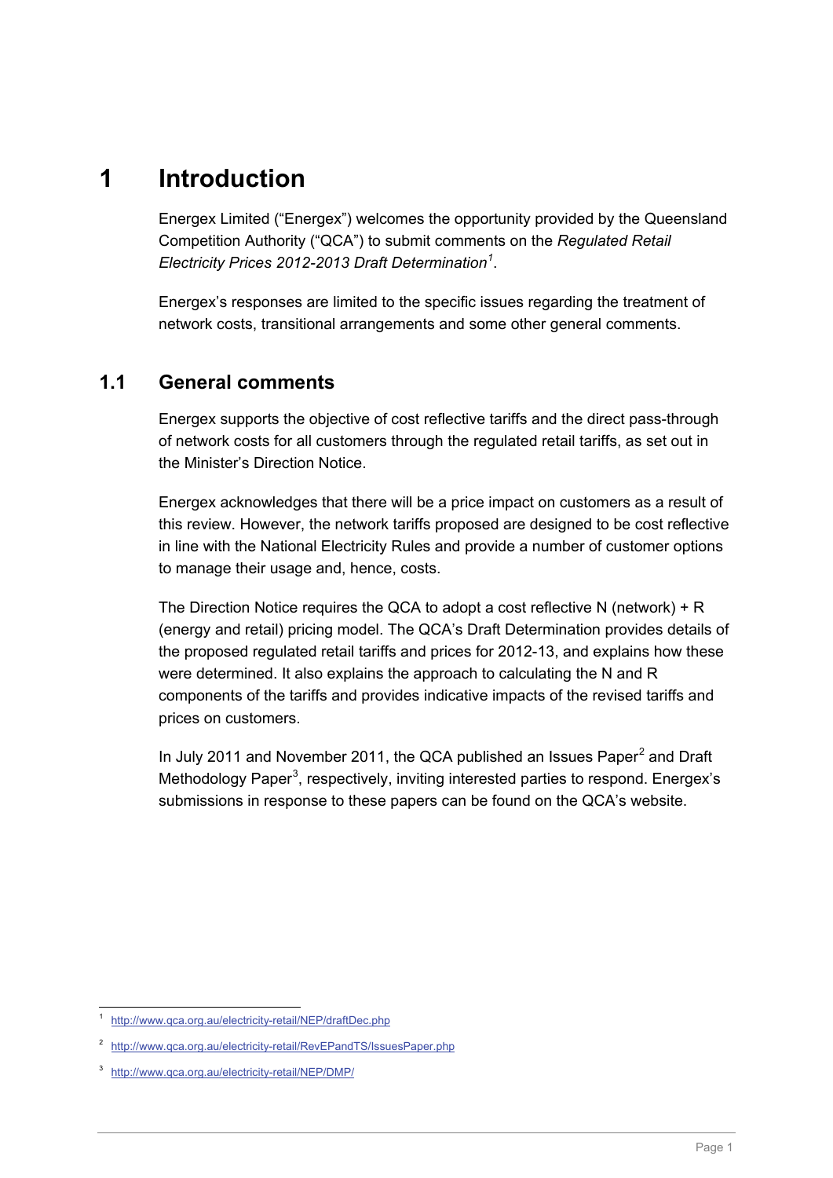# 1 Introduction

Energex Limited ("Energex") welcomes the opportunity provided by the Queensland Competition Authority ("QCA") to submit comments on the *Regulated Retail Electricity Prices 2012-2013 Draft Determination*[1].

Energex's responses are limited to the specific issues regarding the treatment of network costs, transitional arrangements and some other general comments.

## 1.1 General comments

Energex supports the objective of cost reflective tariffs and the direct pass-through of network costs for all customers through the regulated retail tariffs, as set out in the Minister's Direction Notice.

Energex acknowledges that there will be a price impact on customers as a result of this review. However, the network tariffs proposed are designed to be cost reflective in line with the National Electricity Rules and provide a number of customer options to manage their usage and, hence, costs.

The Direction Notice requires the QCA to adopt a cost reflective N (network) + R (energy and retail) pricing model. The QCA's Draft Determination provides details of the proposed regulated retail tariffs and prices for 2012-13, and explains how these were determined. It also explains the approach to calculating the N and R components of the tariffs and provides indicative impacts of the revised tariffs and prices on customers.

In July 2011 and November 2011, the QCA published an Issues Paper[2] and Draft Methodology Paper[3], respectively, inviting interested parties to respond. Energex's submissions in response to these papers can be found on the QCA's website.

---

[1] http://www.qca.org.au/electricity-retail/NEP/draftDec.php

[2] http://www.qca.org.au/electricity-retail/RevEPandTS/IssuesPaper.php

[3] http://www.qca.org.au/electricity-retail/NEP/DMP/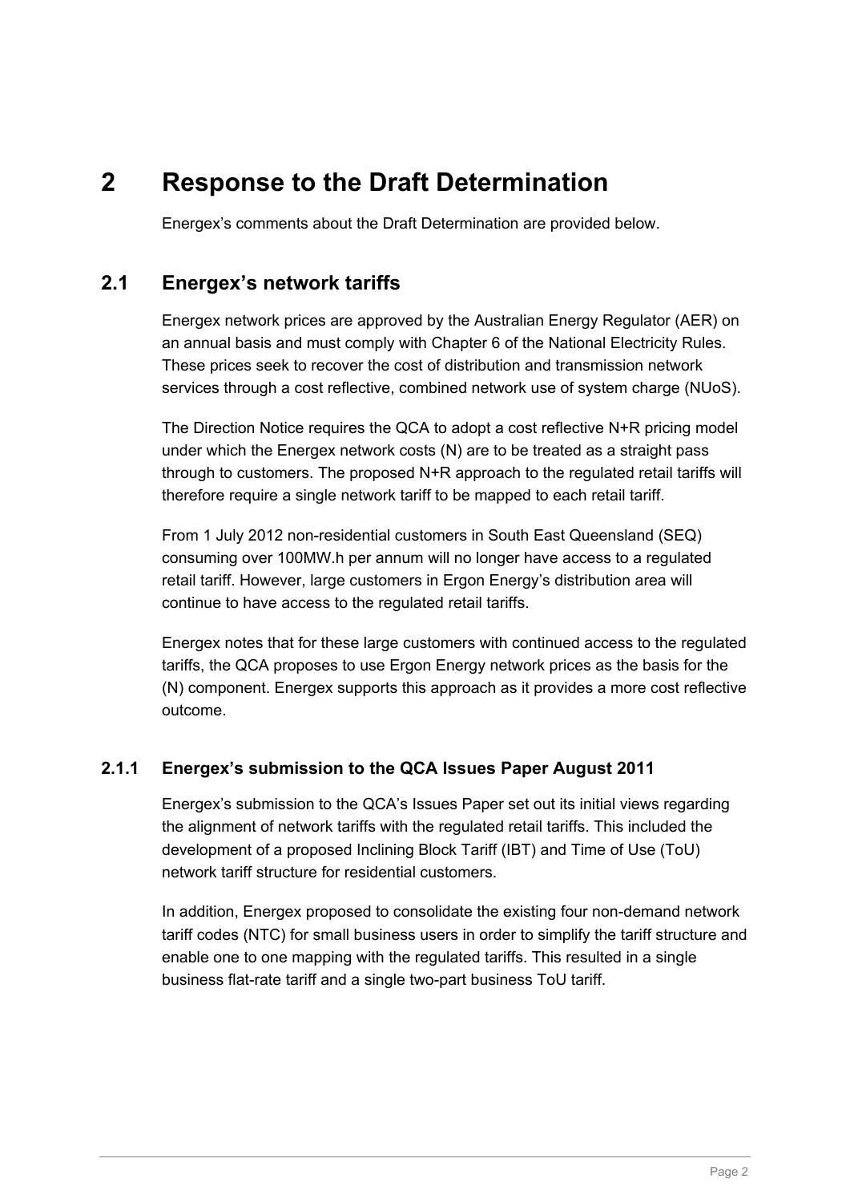# 2 Response to the Draft Determination

Energex's comments about the Draft Determination are provided below.

## 2.1 Energex's network tariffs

Energex network prices are approved by the Australian Energy Regulator (AER) on an annual basis and must comply with Chapter 6 of the National Electricity Rules. These prices seek to recover the cost of distribution and transmission network services through a cost reflective, combined network use of system charge (NUoS).

The Direction Notice requires the QCA to adopt a cost reflective N+R pricing model under which the Energex network costs (N) are to be treated as a straight pass through to customers. The proposed N+R approach to the regulated retail tariffs will therefore require a single network tariff to be mapped to each retail tariff.

From 1 July 2012 non-residential customers in South East Queensland (SEQ) consuming over 100MW.h per annum will no longer have access to a regulated retail tariff. However, large customers in Ergon Energy's distribution area will continue to have access to the regulated retail tariffs.

Energex notes that for these large customers with continued access to the regulated tariffs, the QCA proposes to use Ergon Energy network prices as the basis for the (N) component. Energex supports this approach as it provides a more cost reflective outcome.

### 2.1.1 Energex's submission to the QCA Issues Paper August 2011

Energex's submission to the QCA's Issues Paper set out its initial views regarding the alignment of network tariffs with the regulated retail tariffs. This included the development of a proposed Inclining Block Tariff (IBT) and Time of Use (ToU) network tariff structure for residential customers.

In addition, Energex proposed to consolidate the existing four non-demand network tariff codes (NTC) for small business users in order to simplify the tariff structure and enable one to one mapping with the regulated tariffs. This resulted in a single business flat-rate tariff and a single two-part business ToU tariff.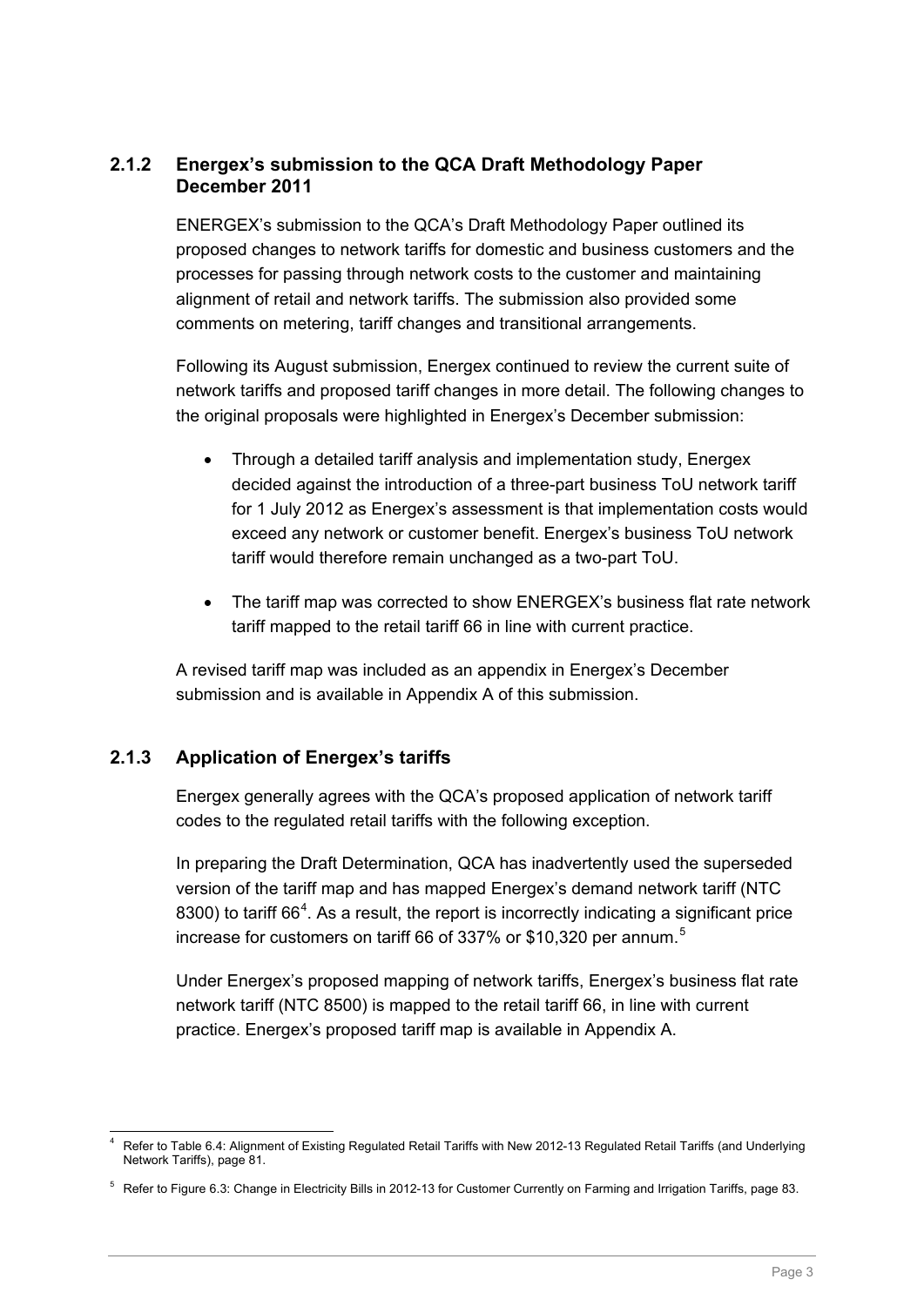### 2.1.2 Energex's submission to the QCA Draft Methodology Paper December 2011

ENERGEX's submission to the QCA's Draft Methodology Paper outlined its proposed changes to network tariffs for domestic and business customers and the processes for passing through network costs to the customer and maintaining alignment of retail and network tariffs. The submission also provided some comments on metering, tariff changes and transitional arrangements.

Following its August submission, Energex continued to review the current suite of network tariffs and proposed tariff changes in more detail. The following changes to the original proposals were highlighted in Energex's December submission:

- Through a detailed tariff analysis and implementation study, Energex decided against the introduction of a three-part business ToU network tariff for 1 July 2012 as Energex's assessment is that implementation costs would exceed any network or customer benefit. Energex's business ToU network tariff would therefore remain unchanged as a two-part ToU.
- The tariff map was corrected to show ENERGEX's business flat rate network tariff mapped to the retail tariff 66 in line with current practice.

A revised tariff map was included as an appendix in Energex's December submission and is available in Appendix A of this submission.

### 2.1.3 Application of Energex's tariffs

Energex generally agrees with the QCA's proposed application of network tariff codes to the regulated retail tariffs with the following exception.

In preparing the Draft Determination, QCA has inadvertently used the superseded version of the tariff map and has mapped Energex's demand network tariff (NTC 8300) to tariff 66[4]. As a result, the report is incorrectly indicating a significant price increase for customers on tariff 66 of 337% or $10,320 per annum.[5]

Under Energex's proposed mapping of network tariffs, Energex's business flat rate network tariff (NTC 8500) is mapped to the retail tariff 66, in line with current practice. Energex's proposed tariff map is available in Appendix A.

---

[4] Refer to Table 6.4: Alignment of Existing Regulated Retail Tariffs with New 2012-13 Regulated Retail Tariffs (and Underlying Network Tariffs), page 81.

[5] Refer to Figure 6.3: Change in Electricity Bills in 2012-13 for Customer Currently on Farming and Irrigation Tariffs, page 83.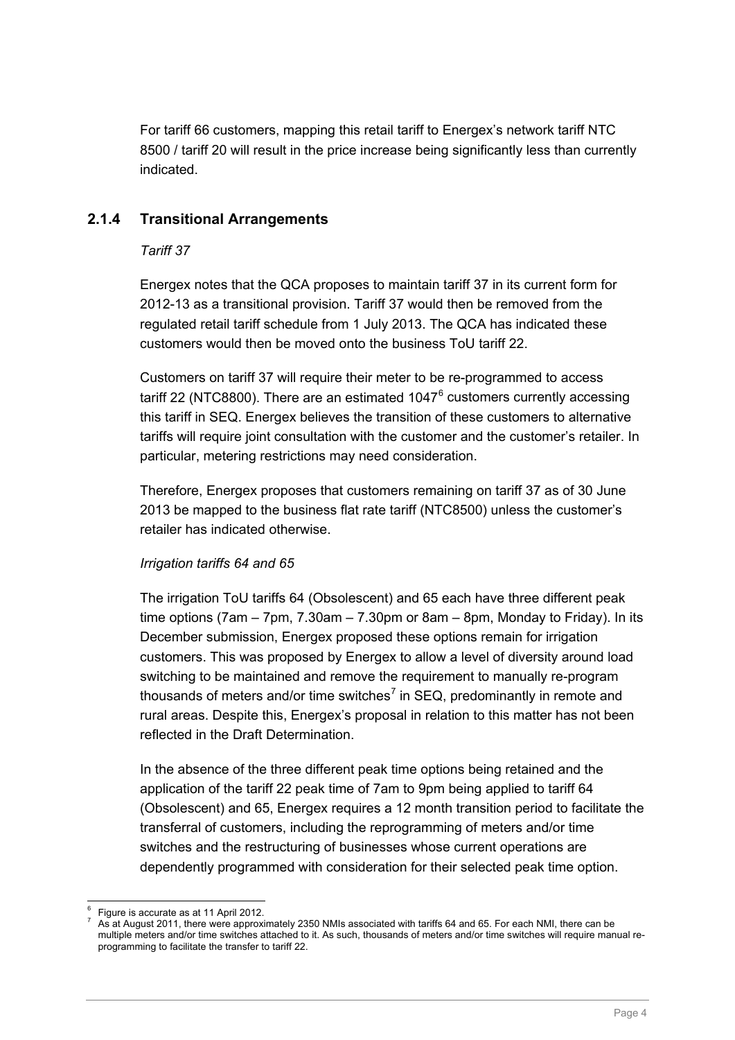For tariff 66 customers, mapping this retail tariff to Energex's network tariff NTC 8500 / tariff 20 will result in the price increase being significantly less than currently indicated.

### 2.1.4 Transitional Arrangements

*Tariff 37*

Energex notes that the QCA proposes to maintain tariff 37 in its current form for 2012-13 as a transitional provision. Tariff 37 would then be removed from the regulated retail tariff schedule from 1 July 2013. The QCA has indicated these customers would then be moved onto the business ToU tariff 22.

Customers on tariff 37 will require their meter to be re-programmed to access tariff 22 (NTC8800). There are an estimated 1047[6] customers currently accessing this tariff in SEQ. Energex believes the transition of these customers to alternative tariffs will require joint consultation with the customer and the customer's retailer. In particular, metering restrictions may need consideration.

Therefore, Energex proposes that customers remaining on tariff 37 as of 30 June 2013 be mapped to the business flat rate tariff (NTC8500) unless the customer's retailer has indicated otherwise.

*Irrigation tariffs 64 and 65*

The irrigation ToU tariffs 64 (Obsolescent) and 65 each have three different peak time options (7am – 7pm, 7.30am – 7.30pm or 8am – 8pm, Monday to Friday). In its December submission, Energex proposed these options remain for irrigation customers. This was proposed by Energex to allow a level of diversity around load switching to be maintained and remove the requirement to manually re-program thousands of meters and/or time switches[7] in SEQ, predominantly in remote and rural areas. Despite this, Energex's proposal in relation to this matter has not been reflected in the Draft Determination.

In the absence of the three different peak time options being retained and the application of the tariff 22 peak time of 7am to 9pm being applied to tariff 64 (Obsolescent) and 65, Energex requires a 12 month transition period to facilitate the transferral of customers, including the reprogramming of meters and/or time switches and the restructuring of businesses whose current operations are dependently programmed with consideration for their selected peak time option.

---

[6] Figure is accurate as at 11 April 2012.

[7] As at August 2011, there were approximately 2350 NMIs associated with tariffs 64 and 65. For each NMI, there can be multiple meters and/or time switches attached to it. As such, thousands of meters and/or time switches will require manual re-programming to facilitate the transfer to tariff 22.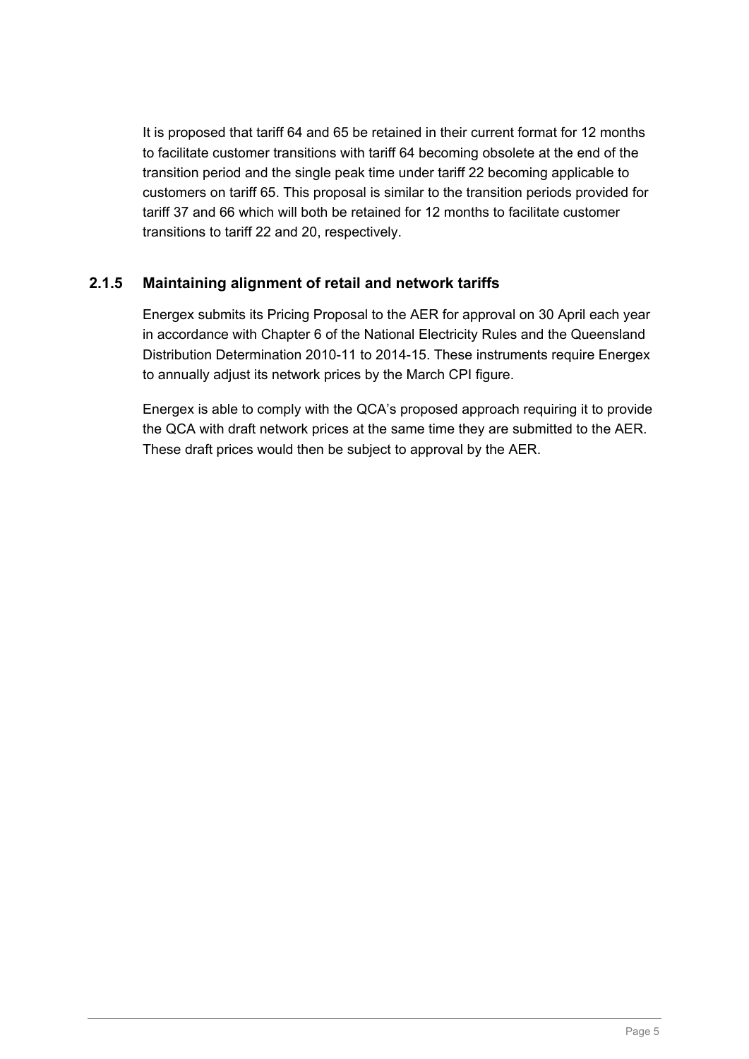It is proposed that tariff 64 and 65 be retained in their current format for 12 months to facilitate customer transitions with tariff 64 becoming obsolete at the end of the transition period and the single peak time under tariff 22 becoming applicable to customers on tariff 65. This proposal is similar to the transition periods provided for tariff 37 and 66 which will both be retained for 12 months to facilitate customer transitions to tariff 22 and 20, respectively.

### 2.1.5 Maintaining alignment of retail and network tariffs

Energex submits its Pricing Proposal to the AER for approval on 30 April each year in accordance with Chapter 6 of the National Electricity Rules and the Queensland Distribution Determination 2010-11 to 2014-15. These instruments require Energex to annually adjust its network prices by the March CPI figure.

Energex is able to comply with the QCA's proposed approach requiring it to provide the QCA with draft network prices at the same time they are submitted to the AER. These draft prices would then be subject to approval by the AER.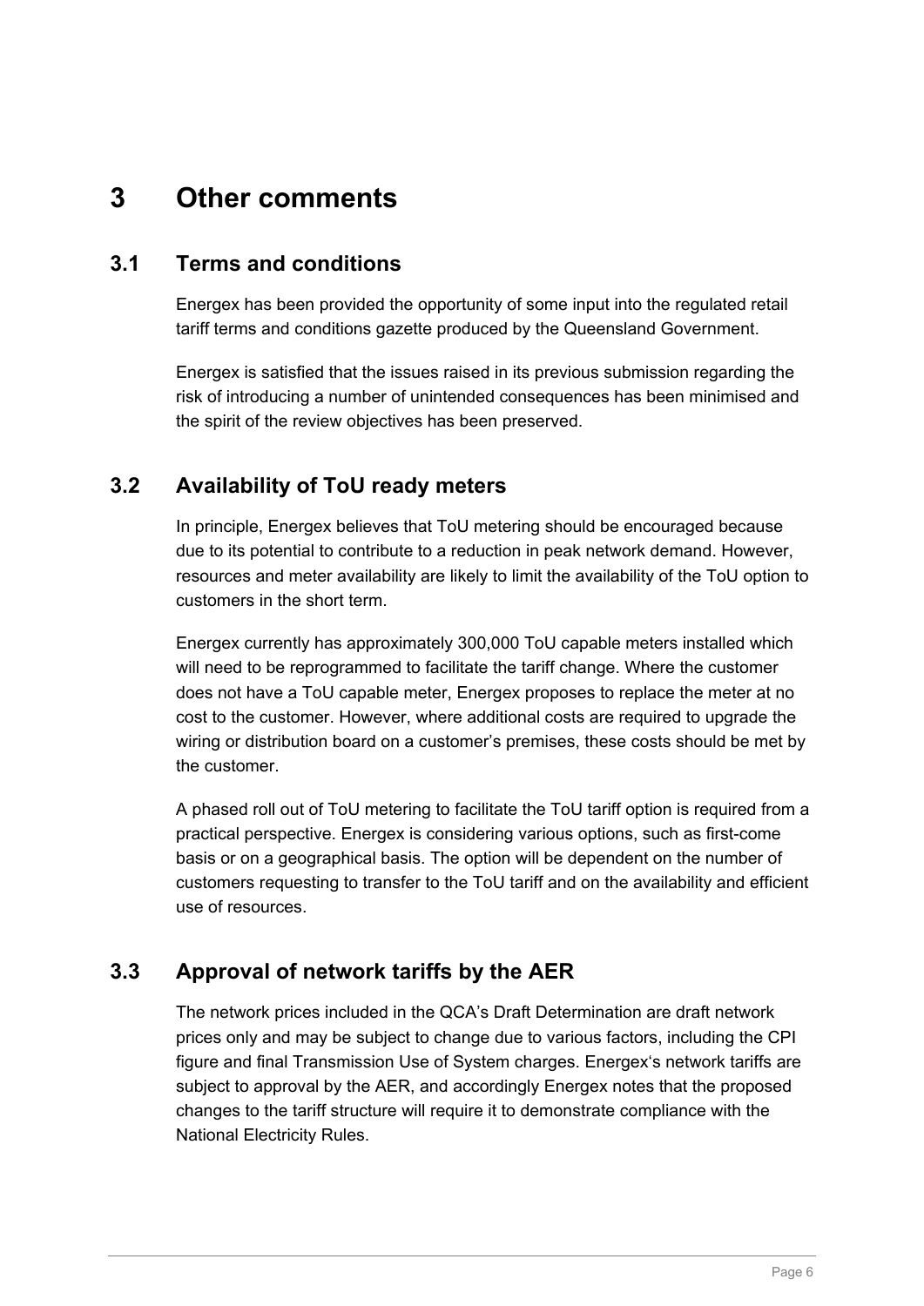# 3 Other comments

## 3.1 Terms and conditions

Energex has been provided the opportunity of some input into the regulated retail tariff terms and conditions gazette produced by the Queensland Government.

Energex is satisfied that the issues raised in its previous submission regarding the risk of introducing a number of unintended consequences has been minimised and the spirit of the review objectives has been preserved.

## 3.2 Availability of ToU ready meters

In principle, Energex believes that ToU metering should be encouraged because due to its potential to contribute to a reduction in peak network demand. However, resources and meter availability are likely to limit the availability of the ToU option to customers in the short term.

Energex currently has approximately 300,000 ToU capable meters installed which will need to be reprogrammed to facilitate the tariff change. Where the customer does not have a ToU capable meter, Energex proposes to replace the meter at no cost to the customer. However, where additional costs are required to upgrade the wiring or distribution board on a customer's premises, these costs should be met by the customer.

A phased roll out of ToU metering to facilitate the ToU tariff option is required from a practical perspective. Energex is considering various options, such as first-come basis or on a geographical basis. The option will be dependent on the number of customers requesting to transfer to the ToU tariff and on the availability and efficient use of resources.

## 3.3 Approval of network tariffs by the AER

The network prices included in the QCA's Draft Determination are draft network prices only and may be subject to change due to various factors, including the CPI figure and final Transmission Use of System charges. Energex's network tariffs are subject to approval by the AER, and accordingly Energex notes that the proposed changes to the tariff structure will require it to demonstrate compliance with the National Electricity Rules.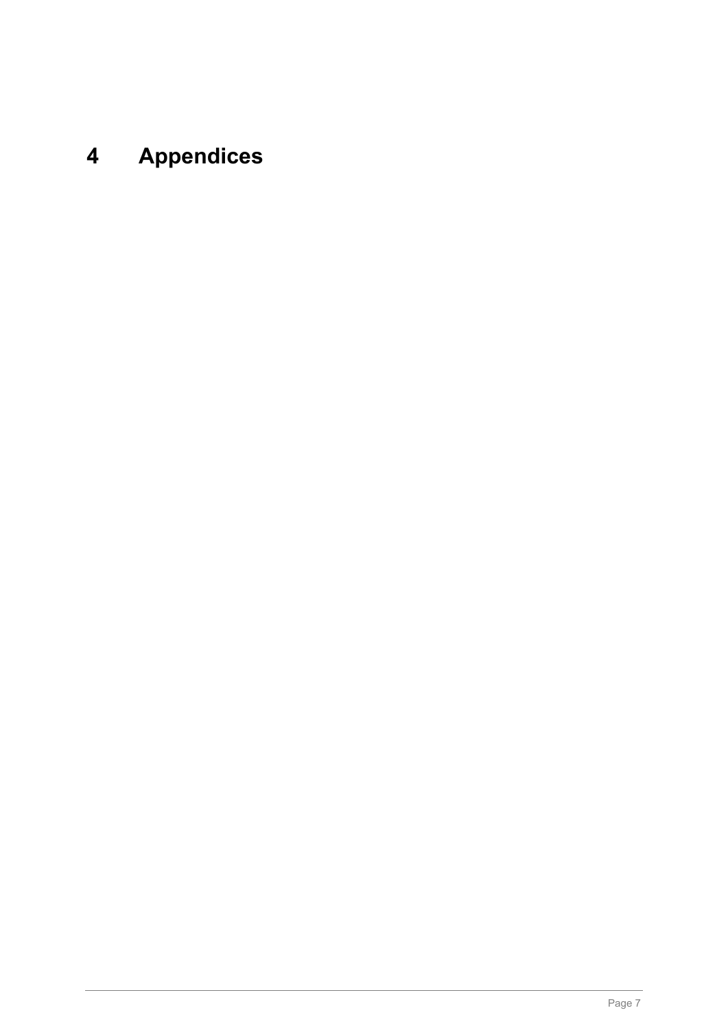# 4 Appendices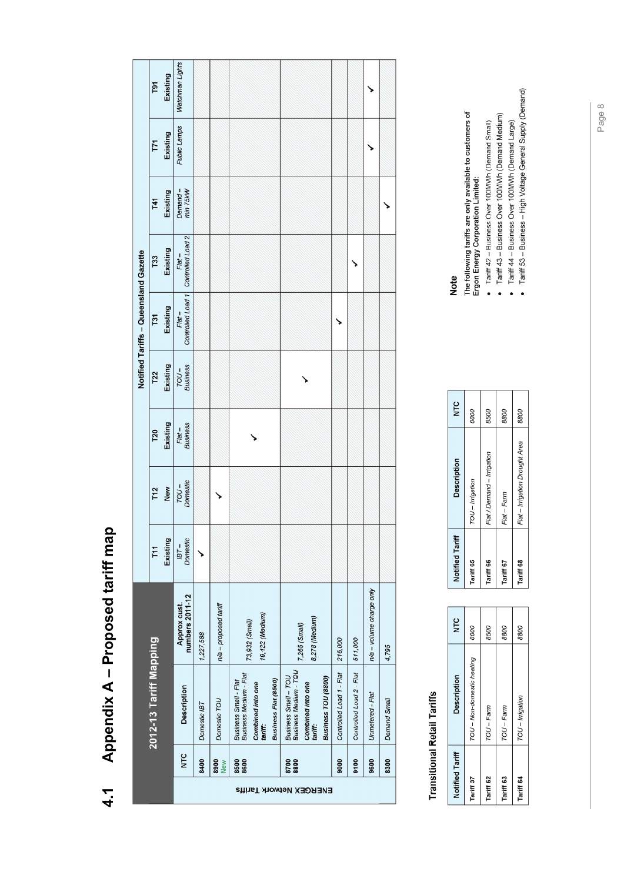## 4.1 Appendix A – Proposed tariff map

| 2012-13 Tariff Mapping | | | Notified Tariffs – Queensland Gazette | | | | | | | | | |
|---|---|---|---|---|---|---|---|---|---|---|---|---|
| NTC | Description | Approx cust. numbers 2011-12 | T11 Existing *IBT – Domestic* | T12 New *TOU – Domestic* | T20 Existing *Flat – Business* | T22 Existing *TOU – Business* | T31 Existing *Flat – Controlled Load 1* | T33 Existing *Flat – Controlled Load 2* | T41 Existing *Demand – min 75kW* | T71 Existing *Public Lamps* | T91 Existing *Watchman Lights* |
| 8400 | *Domestic IBT* | *1,227,588* | ✓ | | | | | | | | |
| 8900 New | *Domestic TOU* | *n/a – proposed tariff* | | ✓ | | | | | | | |
| 8500 8600 | *Business Small - Flat* *Business Medium - Flat* **Combined into one tariff:** ***Business Flat (8500)*** | *73,932 (Small)* *10,122 (Medium)* | | | ✓ | | | | | | |
| 8700 8800 | *Business Small - TOU* *Business Medium - TOU* **Combined into one tariff:** ***Business TOU (8800)*** | *7,265 (Small)* *8,278 (Medium)* | | | | ✓ | | | | | |
| 9000 | *Controlled Load 1 - Flat* | *216,000* | | | | | ✓ | | | | |
| 9100 | *Controlled Load 2 - Flat* | *511,000* | | | | | | ✓ | | | |
| 9600 | *Unmetered - Flat* | *n/a – volume charge only* | | | | | | | | ✓ | ✓ |
| 8300 | *Demand Small* | *4,795* | | | | | | | ✓ | | |

ENERGEX Network Tariffs

### Transitional Retail Tariffs

| Notified Tariff | Description | NTC |
|---|---|---|
| Tariff 37 | *TOU – Non-domestic heating* | *8800* |
| Tariff 62 | *TOU – Farm* | *8500* |
| Tariff 63 | *TOU – Farm* | *8800* |
| Tariff 64 | *TOU – Irrigation* | *8800* |

| Notified Tariff | Description | NTC |
|---|---|---|
| Tariff 65 | *TOU – Irrigation* | *8800* |
| Tariff 66 | *Flat / Demand – Irrigation* | *8500* |
| Tariff 67 | *Flat – Farm* | *8800* |
| Tariff 68 | *Flat – Irrigation Drought Area* | *8800* |

**Note**

**The following tariffs are only available to customers of Ergon Energy Corporation Limited:**

- Tariff 42 – Business Over 100MWh (Demand Small)
- Tariff 43 – Business Over 100MWh (Demand Medium)
- Tariff 44 – Business Over 100MWh (Demand Large)
- Tariff 53 – Business – High Voltage General Supply (Demand)